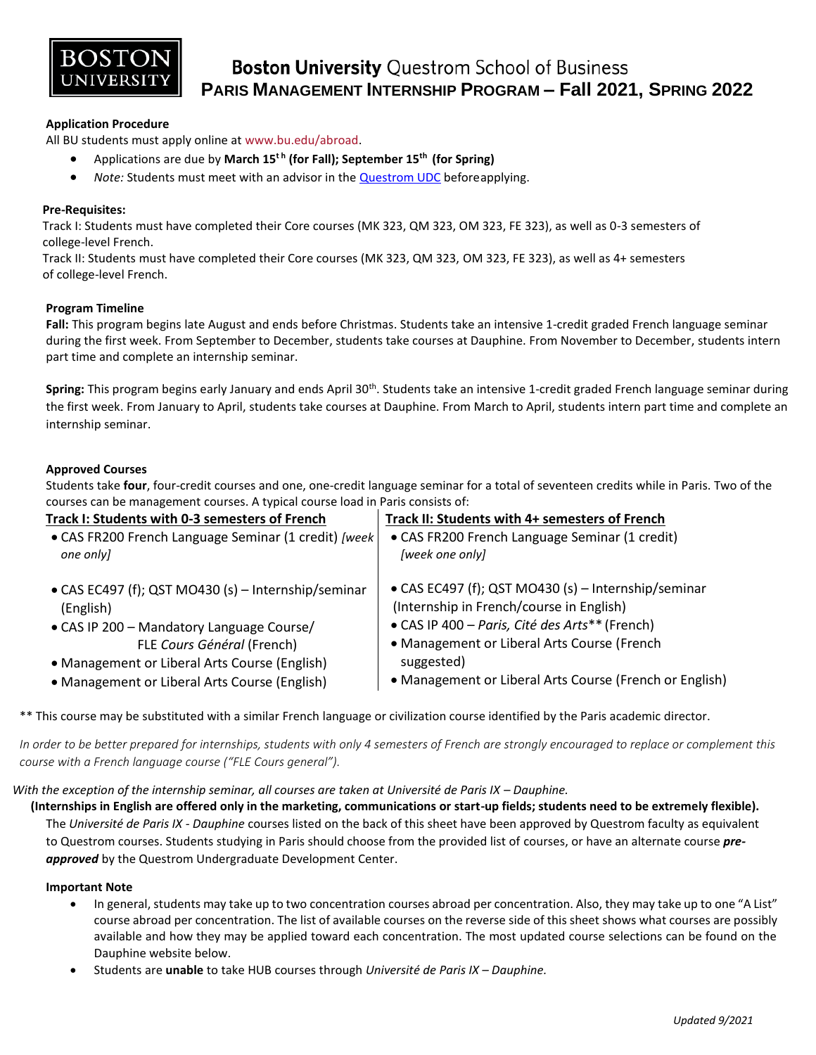# Boston University Questrom School of Business

## Paris Management Internship Program – Fall 2021, Spring 2022

**Application Procedure**

All BU students must apply online at www.bu.edu/abroad.

- Applications are due by **March 15th (for Fall); September 15th (for Spring)**
- *Note:* Students must meet with an advisor in the Questrom UDC before applying.

**Pre-Requisites:**

Track I: Students must have completed their Core courses (MK 323, QM 323, OM 323, FE 323), as well as 0-3 semesters of college-level French.

Track II: Students must have completed their Core courses (MK 323, QM 323, OM 323, FE 323), as well as 4+ semesters of college-level French.

**Program Timeline**

**Fall:** This program begins late August and ends before Christmas. Students take an intensive 1-credit graded French language seminar during the first week. From September to December, students take courses at Dauphine. From November to December, students intern part time and complete an internship seminar.

**Spring:** This program begins early January and ends April 30th. Students take an intensive 1-credit graded French language seminar during the first week. From January to April, students take courses at Dauphine. From March to April, students intern part time and complete an internship seminar.

**Approved Courses**

Students take **four**, four-credit courses and one, one-credit language seminar for a total of seventeen credits while in Paris. Two of the courses can be management courses. A typical course load in Paris consists of:

| Track I: Students with 0-3 semesters of French | Track II: Students with 4+ semesters of French |
| --- | --- |
| • CAS FR200 French Language Seminar (1 credit) *[week one only]* | • CAS FR200 French Language Seminar (1 credit) *[week one only]* |
| • CAS EC497 (f); QST MO430 (s) – Internship/seminar (English) | • CAS EC497 (f); QST MO430 (s) – Internship/seminar (Internship in French/course in English) |
| • CAS IP 200 – Mandatory Language Course/ FLE *Cours Général* (French) | • CAS IP 400 – *Paris, Cité des Arts*** (French) |
| • Management or Liberal Arts Course (English) | • Management or Liberal Arts Course (French suggested) |
| • Management or Liberal Arts Course (English) | • Management or Liberal Arts Course (French or English) |

** This course may be substituted with a similar French language or civilization course identified by the Paris academic director.

*In order to be better prepared for internships, students with only 4 semesters of French are strongly encouraged to replace or complement this course with a French language course ("FLE Cours general").*

*With the exception of the internship seminar, all courses are taken at Université de Paris IX – Dauphine.*

**(Internships in English are offered only in the marketing, communications or start-up fields; students need to be extremely flexible).**

The *Université de Paris IX - Dauphine* courses listed on the back of this sheet have been approved by Questrom faculty as equivalent to Questrom courses. Students studying in Paris should choose from the provided list of courses, or have an alternate course ***pre-approved*** by the Questrom Undergraduate Development Center.

**Important Note**

- In general, students may take up to two concentration courses abroad per concentration. Also, they may take up to one "A List" course abroad per concentration. The list of available courses on the reverse side of this sheet shows what courses are possibly available and how they may be applied toward each concentration. The most updated course selections can be found on the Dauphine website below.
- Students are **unable** to take HUB courses through *Université de Paris IX – Dauphine.*

*Updated 9/2021*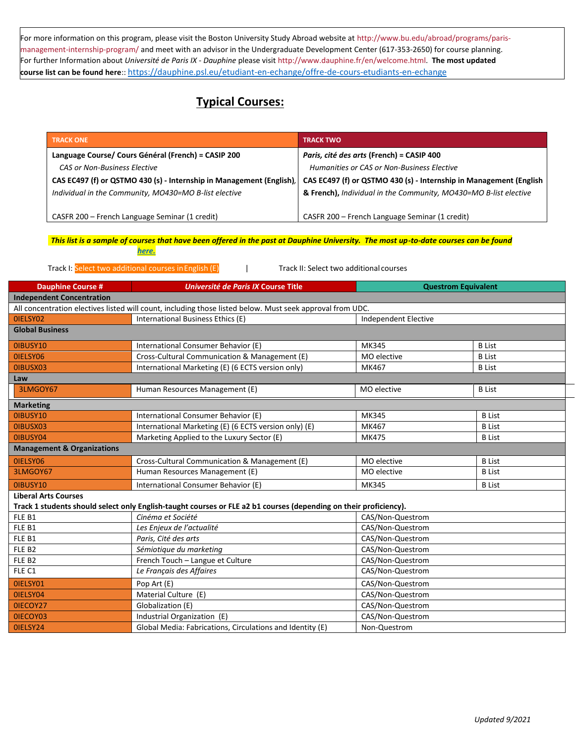For more information on this program, please visit the Boston University Study Abroad website at http://www.bu.edu/abroad/programs/paris-management-internship-program/ and meet with an advisor in the Undergraduate Development Center (617-353-2650) for course planning. For further Information about *Université de Paris IX - Dauphine* please visit http://www.dauphine.fr/en/welcome.html. **The most updated course list can be found here**:: https://dauphine.psl.eu/etudiant-en-echange/offre-de-cours-etudiants-en-echange

## Typical Courses:

| TRACK ONE | TRACK TWO |
|---|---|
| **Language Course/ Cours Général (French) = CASIP 200**<br>*CAS or Non-Business Elective*<br>**CAS EC497 (f) or QSTMO 430 (s) - Internship in Management (English)**, *Individual in the Community, MO430=MO B-list elective*<br><br>CASFR 200 – French Language Seminar (1 credit) | ***Paris, cité des arts* (French) = CASIP 400**<br>*Humanities or CAS or Non-Business Elective*<br>**CAS EC497 (f) or QSTMO 430 (s) - Internship in Management (English & French),** *Individual in the Community, MO430=MO B-list elective*<br><br>CASFR 200 – French Language Seminar (1 credit) |

***This list is a sample of courses that have been offered in the past at Dauphine University. The most up-to-date courses can be found here.***

Track I: Select two additional courses in English (E) | Track II: Select two additional courses

| Dauphine Course # | *Université de Paris IX* Course Title | Questrom Equivalent | |
|---|---|---|---|
| **Independent Concentration** | | | |
| All concentration electives listed will count, including those listed below. Must seek approval from UDC. | | | |
| 0IELSY02 | International Business Ethics (E) | Independent Elective | |
| **Global Business** | | | |
| 0IBUSY10 | International Consumer Behavior (E) | MK345 | B List |
| 0IELSY06 | Cross-Cultural Communication & Management (E) | MO elective | B List |
| 0IBUSX03 | International Marketing (E) (6 ECTS version only) | MK467 | B List |
| **Law** | | | |
| 3LMGOY67 | Human Resources Management (E) | MO elective | B List |
| **Marketing** | | | |
| 0IBUSY10 | International Consumer Behavior (E) | MK345 | B List |
| 0IBUSX03 | International Marketing (E) (6 ECTS version only) (E) | MK467 | B List |
| 0IBUSY04 | Marketing Applied to the Luxury Sector (E) | MK475 | B List |
| **Management & Organizations** | | | |
| 0IELSY06 | Cross-Cultural Communication & Management (E) | MO elective | B List |
| 3LMGOY67 | Human Resources Management (E) | MO elective | B List |
| 0IBUSY10 | International Consumer Behavior (E) | MK345 | B List |
| **Liberal Arts Courses**<br>**Track 1 students should select only English-taught courses or FLE a2 b1 courses (depending on their proficiency).** | | | |
| FLE B1 | *Cinéma et Société* | CAS/Non-Questrom | |
| FLE B1 | *Les Enjeux de l'actualité* | CAS/Non-Questrom | |
| FLE B1 | *Paris, Cité des arts* | CAS/Non-Questrom | |
| FLE B2 | *Sémiotique du marketing* | CAS/Non-Questrom | |
| FLE B2 | French Touch – Langue et Culture | CAS/Non-Questrom | |
| FLE C1 | *Le Français des Affaires* | CAS/Non-Questrom | |
| 0IELSY01 | Pop Art (E) | CAS/Non-Questrom | |
| 0IELSY04 | Material Culture (E) | CAS/Non-Questrom | |
| 0IECOY27 | Globalization (E) | CAS/Non-Questrom | |
| 0IECOY03 | Industrial Organization (E) | CAS/Non-Questrom | |
| 0IELSY24 | Global Media: Fabrications, Circulations and Identity (E) | Non-Questrom | |

*Updated 9/2021*